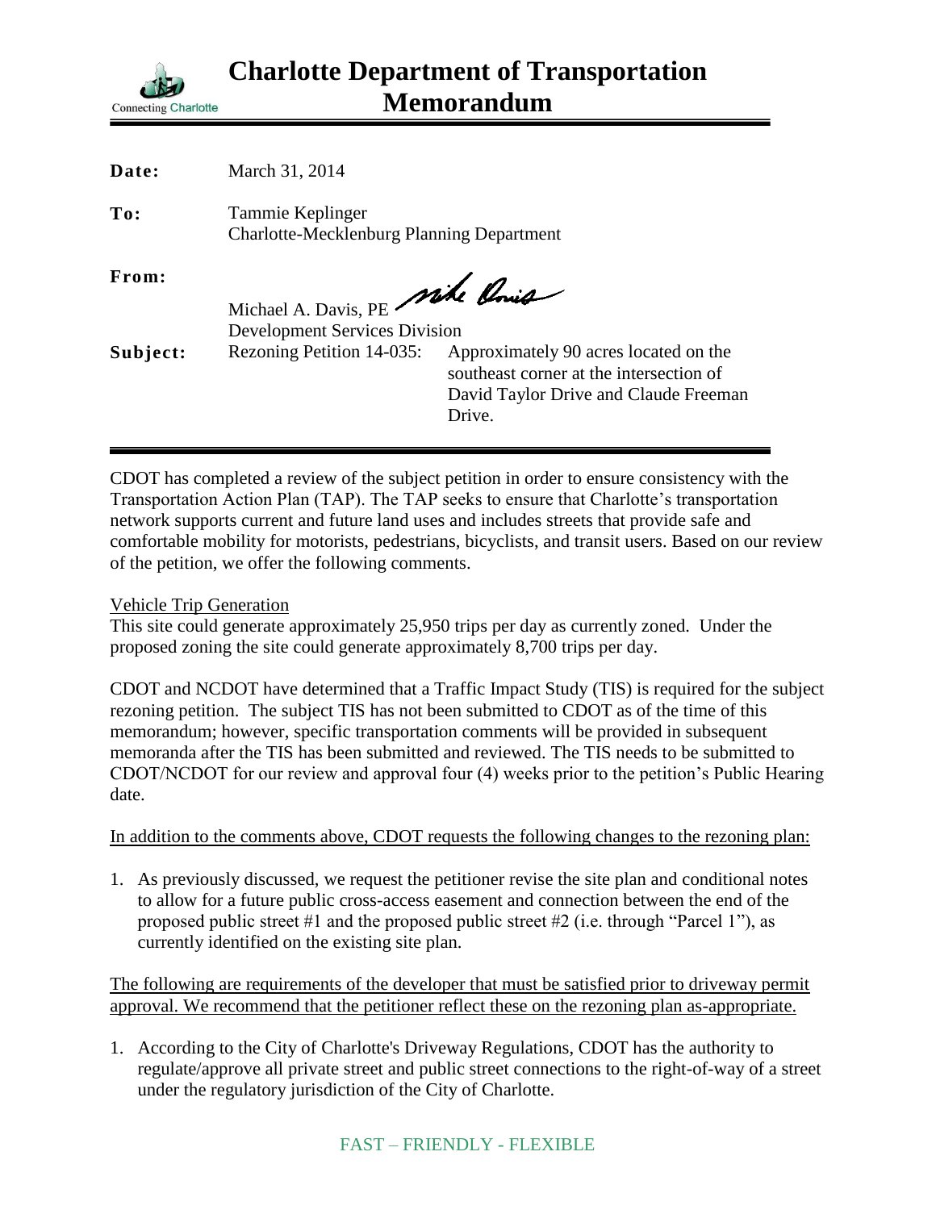# Charlotte Department of Transportation Memorandum

Connecting Charlotte

**Date:** March 31, 2014

**To:** Tammie Keplinger
Charlotte-Mecklenburg Planning Department

**From:** Michael A. Davis, PE
Development Services Division

**Subject:** Rezoning Petition 14-035: Approximately 90 acres located on the southeast corner at the intersection of David Taylor Drive and Claude Freeman Drive.

---

CDOT has completed a review of the subject petition in order to ensure consistency with the Transportation Action Plan (TAP). The TAP seeks to ensure that Charlotte's transportation network supports current and future land uses and includes streets that provide safe and comfortable mobility for motorists, pedestrians, bicyclists, and transit users. Based on our review of the petition, we offer the following comments.

Vehicle Trip Generation

This site could generate approximately 25,950 trips per day as currently zoned. Under the proposed zoning the site could generate approximately 8,700 trips per day.

CDOT and NCDOT have determined that a Traffic Impact Study (TIS) is required for the subject rezoning petition. The subject TIS has not been submitted to CDOT as of the time of this memorandum; however, specific transportation comments will be provided in subsequent memoranda after the TIS has been submitted and reviewed. The TIS needs to be submitted to CDOT/NCDOT for our review and approval four (4) weeks prior to the petition's Public Hearing date.

In addition to the comments above, CDOT requests the following changes to the rezoning plan:

1. As previously discussed, we request the petitioner revise the site plan and conditional notes to allow for a future public cross-access easement and connection between the end of the proposed public street #1 and the proposed public street #2 (i.e. through "Parcel 1"), as currently identified on the existing site plan.

The following are requirements of the developer that must be satisfied prior to driveway permit approval. We recommend that the petitioner reflect these on the rezoning plan as-appropriate.

1. According to the City of Charlotte's Driveway Regulations, CDOT has the authority to regulate/approve all private street and public street connections to the right-of-way of a street under the regulatory jurisdiction of the City of Charlotte.

FAST – FRIENDLY - FLEXIBLE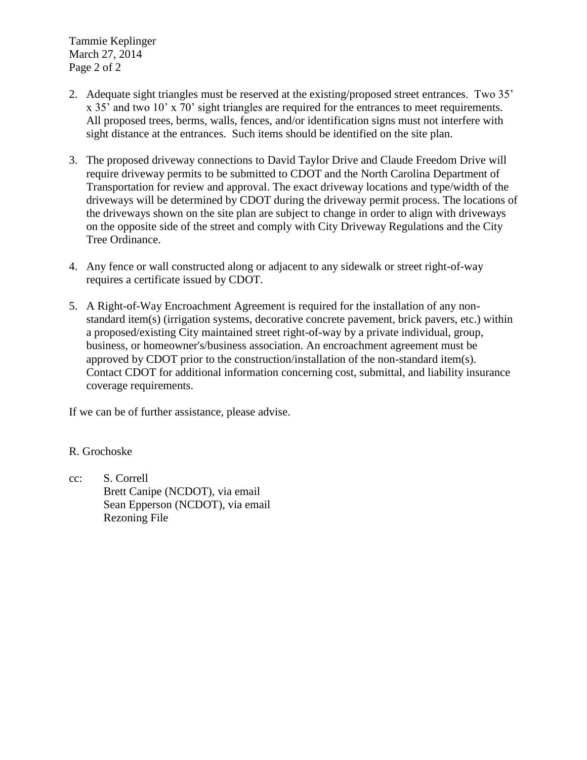2. Adequate sight triangles must be reserved at the existing/proposed street entrances. Two 35' x 35' and two 10' x 70' sight triangles are required for the entrances to meet requirements. All proposed trees, berms, walls, fences, and/or identification signs must not interfere with sight distance at the entrances. Such items should be identified on the site plan.

3. The proposed driveway connections to David Taylor Drive and Claude Freedom Drive will require driveway permits to be submitted to CDOT and the North Carolina Department of Transportation for review and approval. The exact driveway locations and type/width of the driveways will be determined by CDOT during the driveway permit process. The locations of the driveways shown on the site plan are subject to change in order to align with driveways on the opposite side of the street and comply with City Driveway Regulations and the City Tree Ordinance.

4. Any fence or wall constructed along or adjacent to any sidewalk or street right-of-way requires a certificate issued by CDOT.

5. A Right-of-Way Encroachment Agreement is required for the installation of any non-standard item(s) (irrigation systems, decorative concrete pavement, brick pavers, etc.) within a proposed/existing City maintained street right-of-way by a private individual, group, business, or homeowner's/business association. An encroachment agreement must be approved by CDOT prior to the construction/installation of the non-standard item(s). Contact CDOT for additional information concerning cost, submittal, and liability insurance coverage requirements.

If we can be of further assistance, please advise.

R. Grochoske

cc: S. Correll
Brett Canipe (NCDOT), via email
Sean Epperson (NCDOT), via email
Rezoning File